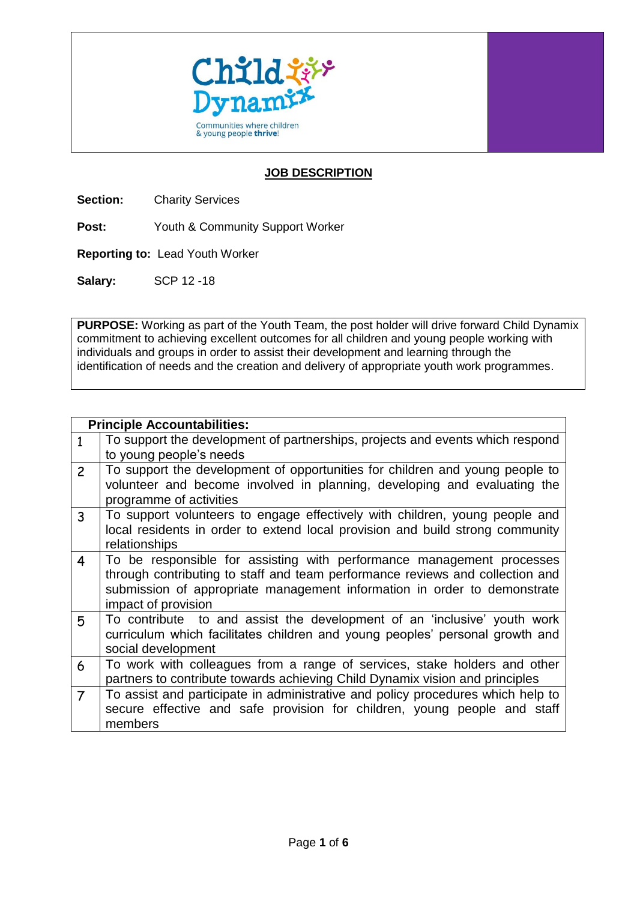Child Dynamix

Communities where children & young people **thrive**!

## JOB DESCRIPTION

**Section:** Charity Services

**Post:** Youth & Community Support Worker

**Reporting to:** Lead Youth Worker

**Salary:** SCP 12 -18

**PURPOSE:** Working as part of the Youth Team, the post holder will drive forward Child Dynamix commitment to achieving excellent outcomes for all children and young people working with individuals and groups in order to assist their development and learning through the identification of needs and the creation and delivery of appropriate youth work programmes.

| Principle Accountabilities: | |
|---|---|
| 1 | To support the development of partnerships, projects and events which respond to young people's needs |
| 2 | To support the development of opportunities for children and young people to volunteer and become involved in planning, developing and evaluating the programme of activities |
| 3 | To support volunteers to engage effectively with children, young people and local residents in order to extend local provision and build strong community relationships |
| 4 | To be responsible for assisting with performance management processes through contributing to staff and team performance reviews and collection and submission of appropriate management information in order to demonstrate impact of provision |
| 5 | To contribute to and assist the development of an 'inclusive' youth work curriculum which facilitates children and young peoples' personal growth and social development |
| 6 | To work with colleagues from a range of services, stake holders and other partners to contribute towards achieving Child Dynamix vision and principles |
| 7 | To assist and participate in administrative and policy procedures which help to secure effective and safe provision for children, young people and staff members |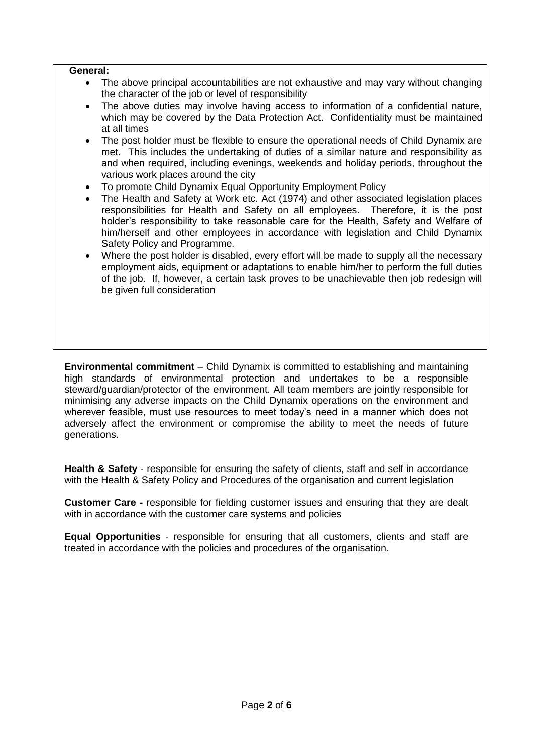**General:**

- The above principal accountabilities are not exhaustive and may vary without changing the character of the job or level of responsibility
- The above duties may involve having access to information of a confidential nature, which may be covered by the Data Protection Act. Confidentiality must be maintained at all times
- The post holder must be flexible to ensure the operational needs of Child Dynamix are met. This includes the undertaking of duties of a similar nature and responsibility as and when required, including evenings, weekends and holiday periods, throughout the various work places around the city
- To promote Child Dynamix Equal Opportunity Employment Policy
- The Health and Safety at Work etc. Act (1974) and other associated legislation places responsibilities for Health and Safety on all employees. Therefore, it is the post holder's responsibility to take reasonable care for the Health, Safety and Welfare of him/herself and other employees in accordance with legislation and Child Dynamix Safety Policy and Programme.
- Where the post holder is disabled, every effort will be made to supply all the necessary employment aids, equipment or adaptations to enable him/her to perform the full duties of the job. If, however, a certain task proves to be unachievable then job redesign will be given full consideration

**Environmental commitment** – Child Dynamix is committed to establishing and maintaining high standards of environmental protection and undertakes to be a responsible steward/guardian/protector of the environment. All team members are jointly responsible for minimising any adverse impacts on the Child Dynamix operations on the environment and wherever feasible, must use resources to meet today's need in a manner which does not adversely affect the environment or compromise the ability to meet the needs of future generations.

**Health & Safety** - responsible for ensuring the safety of clients, staff and self in accordance with the Health & Safety Policy and Procedures of the organisation and current legislation

**Customer Care -** responsible for fielding customer issues and ensuring that they are dealt with in accordance with the customer care systems and policies

**Equal Opportunities** - responsible for ensuring that all customers, clients and staff are treated in accordance with the policies and procedures of the organisation.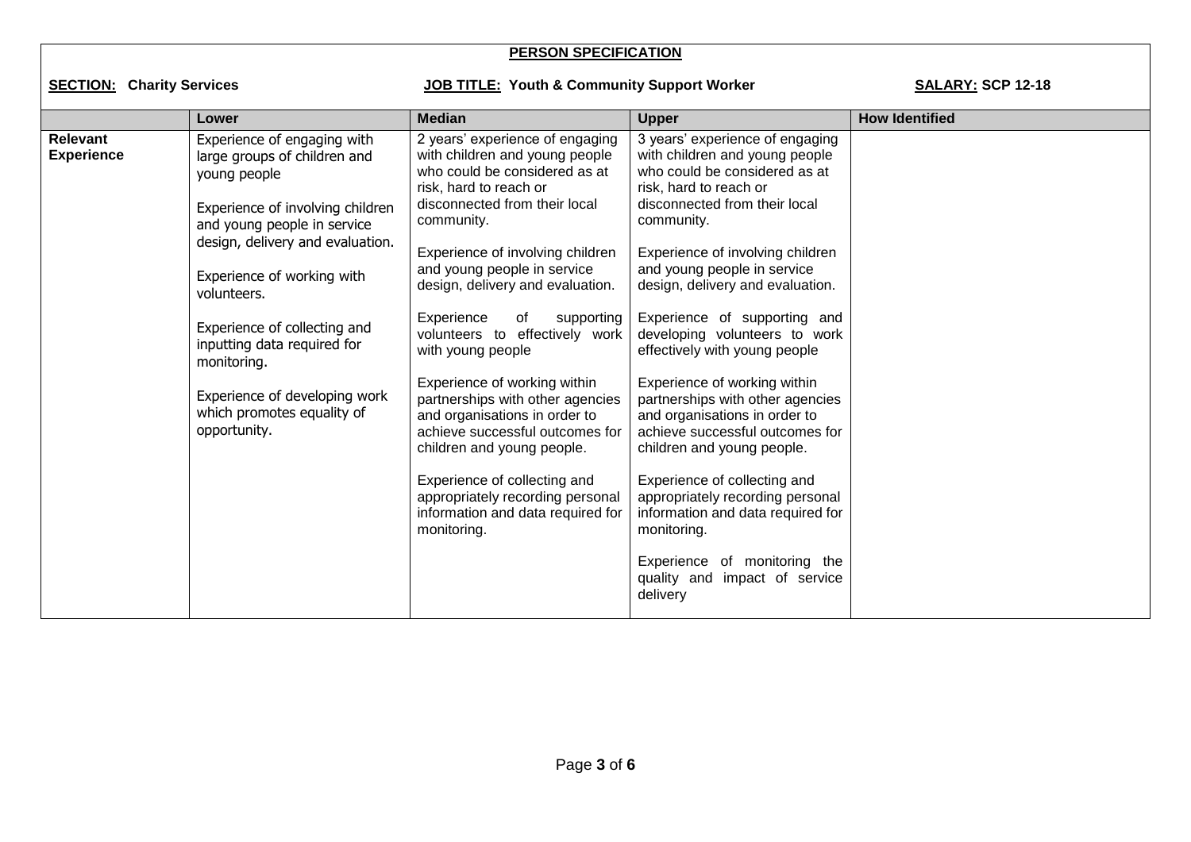**PERSON SPECIFICATION**

**SECTION: Charity Services** | **JOB TITLE: Youth & Community Support Worker** | **SALARY: SCP 12-18**

| | Lower | Median | Upper | How Identified |
|---|---|---|---|---|
| **Relevant Experience** | Experience of engaging with large groups of children and young people<br><br>Experience of involving children and young people in service design, delivery and evaluation.<br><br>Experience of working with volunteers.<br><br>Experience of collecting and inputting data required for monitoring.<br><br>Experience of developing work which promotes equality of opportunity. | 2 years' experience of engaging with children and young people who could be considered as at risk, hard to reach or disconnected from their local community.<br><br>Experience of involving children and young people in service design, delivery and evaluation.<br><br>Experience of supporting volunteers to effectively work with young people<br><br>Experience of working within partnerships with other agencies and organisations in order to achieve successful outcomes for children and young people.<br><br>Experience of collecting and appropriately recording personal information and data required for monitoring. | 3 years' experience of engaging with children and young people who could be considered as at risk, hard to reach or disconnected from their local community.<br><br>Experience of involving children and young people in service design, delivery and evaluation.<br><br>Experience of supporting and developing volunteers to work effectively with young people<br><br>Experience of working within partnerships with other agencies and organisations in order to achieve successful outcomes for children and young people.<br><br>Experience of collecting and appropriately recording personal information and data required for monitoring.<br><br>Experience of monitoring the quality and impact of service delivery | |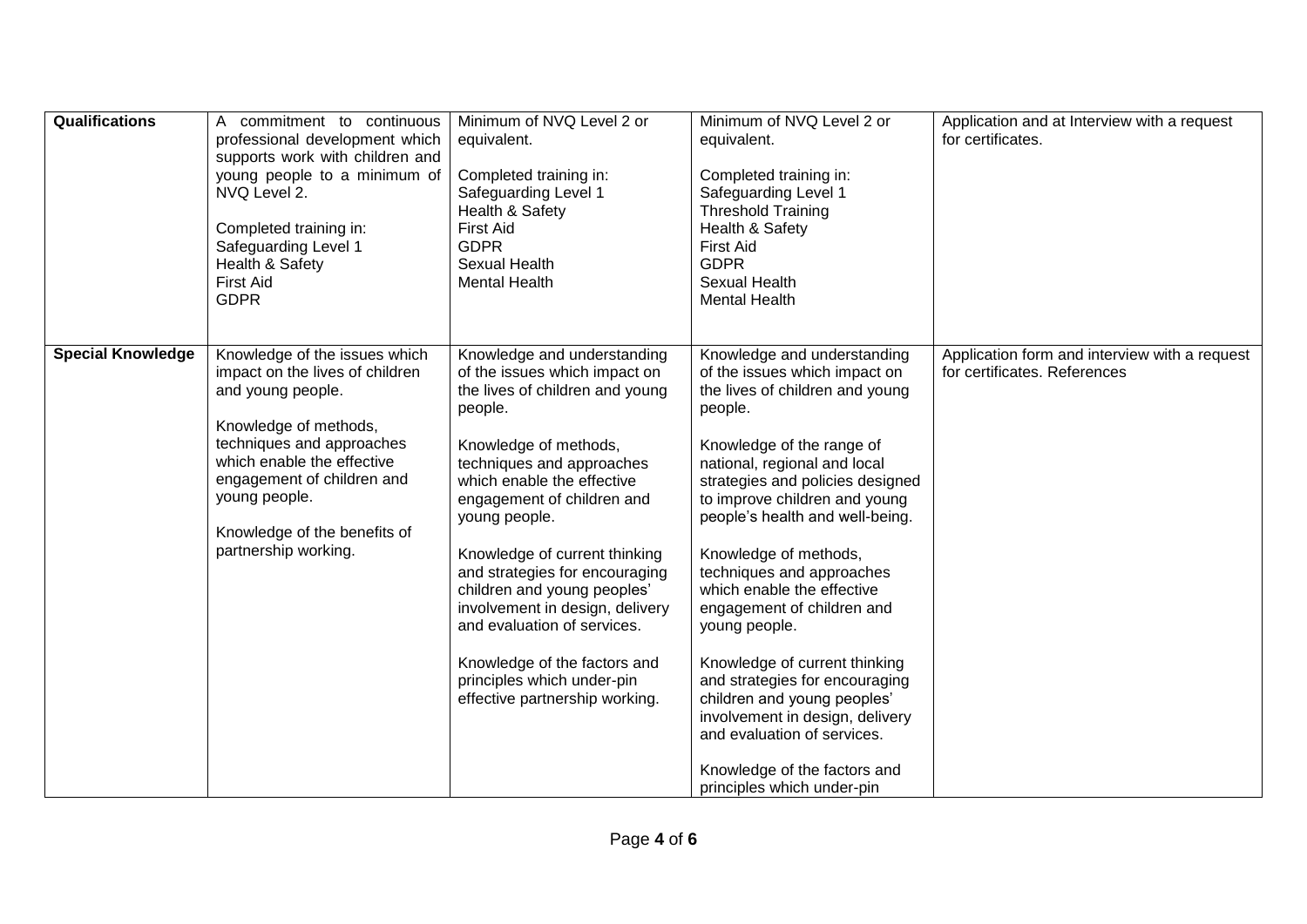| Qualifications | A commitment to continuous professional development which supports work with children and young people to a minimum of NVQ Level 2.<br><br>Completed training in:<br>Safeguarding Level 1<br>Health & Safety<br>First Aid<br>GDPR | Minimum of NVQ Level 2 or equivalent.<br><br>Completed training in:<br>Safeguarding Level 1<br>Health & Safety<br>First Aid<br>GDPR<br>Sexual Health<br>Mental Health | Minimum of NVQ Level 2 or equivalent.<br><br>Completed training in:<br>Safeguarding Level 1<br>Threshold Training<br>Health & Safety<br>First Aid<br>GDPR<br>Sexual Health<br>Mental Health | Application and at Interview with a request for certificates. |
|---|---|---|---|---|
| **Special Knowledge** | Knowledge of the issues which impact on the lives of children and young people.<br><br>Knowledge of methods, techniques and approaches which enable the effective engagement of children and young people.<br><br>Knowledge of the benefits of partnership working. | Knowledge and understanding of the issues which impact on the lives of children and young people.<br><br>Knowledge of methods, techniques and approaches which enable the effective engagement of children and young people.<br><br>Knowledge of current thinking and strategies for encouraging children and young peoples' involvement in design, delivery and evaluation of services.<br><br>Knowledge of the factors and principles which under-pin effective partnership working. | Knowledge and understanding of the issues which impact on the lives of children and young people.<br><br>Knowledge of the range of national, regional and local strategies and policies designed to improve children and young people's health and well-being.<br><br>Knowledge of methods, techniques and approaches which enable the effective engagement of children and young people.<br><br>Knowledge of current thinking and strategies for encouraging children and young peoples' involvement in design, delivery and evaluation of services.<br><br>Knowledge of the factors and principles which under-pin | Application form and interview with a request for certificates. References |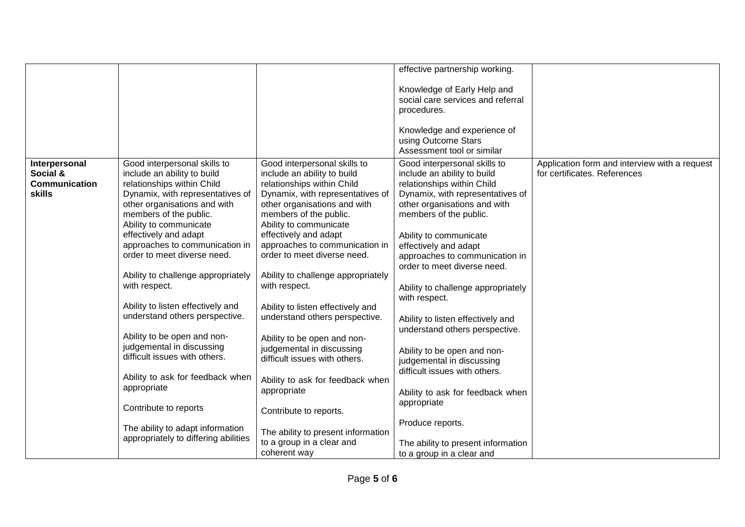| | | | | |
|---|---|---|---|---|
| | | | effective partnership working.<br><br>Knowledge of Early Help and social care services and referral procedures.<br><br>Knowledge and experience of using Outcome Stars Assessment tool or similar | |
| **Interpersonal Social & Communication skills** | Good interpersonal skills to include an ability to build relationships within Child Dynamix, with representatives of other organisations and with members of the public.<br>Ability to communicate effectively and adapt approaches to communication in order to meet diverse need.<br><br>Ability to challenge appropriately with respect.<br><br>Ability to listen effectively and understand others perspective.<br><br>Ability to be open and non-judgemental in discussing difficult issues with others.<br><br>Ability to ask for feedback when appropriate<br><br>Contribute to reports<br><br>The ability to adapt information appropriately to differing abilities | Good interpersonal skills to include an ability to build relationships within Child Dynamix, with representatives of other organisations and with members of the public.<br>Ability to communicate effectively and adapt approaches to communication in order to meet diverse need.<br><br>Ability to challenge appropriately with respect.<br><br>Ability to listen effectively and understand others perspective.<br><br>Ability to be open and non-judgemental in discussing difficult issues with others.<br><br>Ability to ask for feedback when appropriate<br><br>Contribute to reports.<br><br>The ability to present information to a group in a clear and coherent way | Good interpersonal skills to include an ability to build relationships within Child Dynamix, with representatives of other organisations and with members of the public.<br><br>Ability to communicate effectively and adapt approaches to communication in order to meet diverse need.<br><br>Ability to challenge appropriately with respect.<br><br>Ability to listen effectively and understand others perspective.<br><br>Ability to be open and non-judgemental in discussing difficult issues with others.<br><br>Ability to ask for feedback when appropriate<br><br>Produce reports.<br><br>The ability to present information to a group in a clear and | Application form and interview with a request for certificates. References |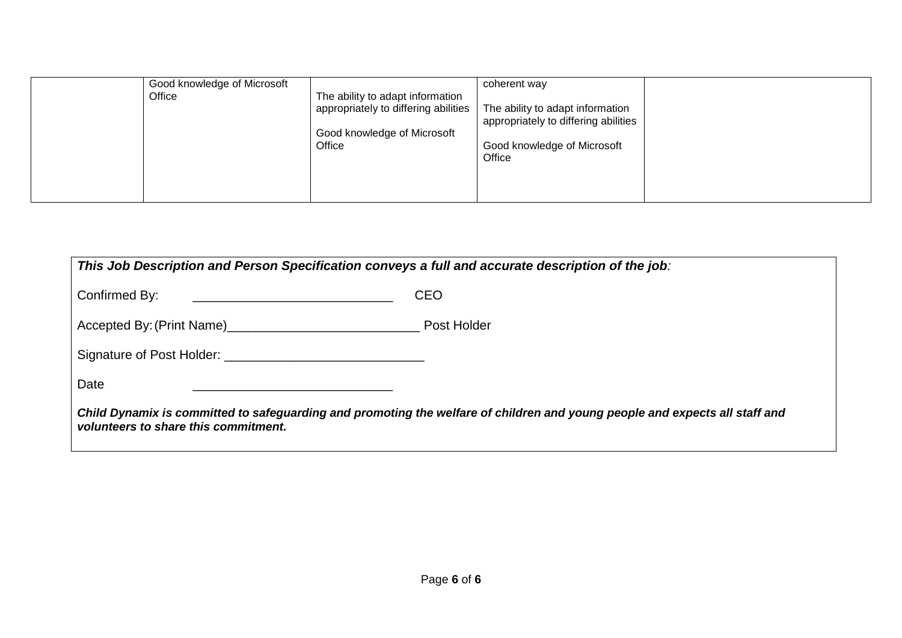| | | | | |
|---|---|---|---|---|
| | Good knowledge of Microsoft Office | The ability to adapt information appropriately to differing abilities<br><br>Good knowledge of Microsoft Office | coherent way<br><br>The ability to adapt information appropriately to differing abilities<br><br>Good knowledge of Microsoft Office | |

***This Job Description and Person Specification conveys a full and accurate description of the job:***

Confirmed By: ____________________________ CEO

Accepted By: (Print Name)___________________________ Post Holder

Signature of Post Holder: ____________________________

Date ____________________________

***Child Dynamix is committed to safeguarding and promoting the welfare of children and young people and expects all staff and volunteers to share this commitment.***